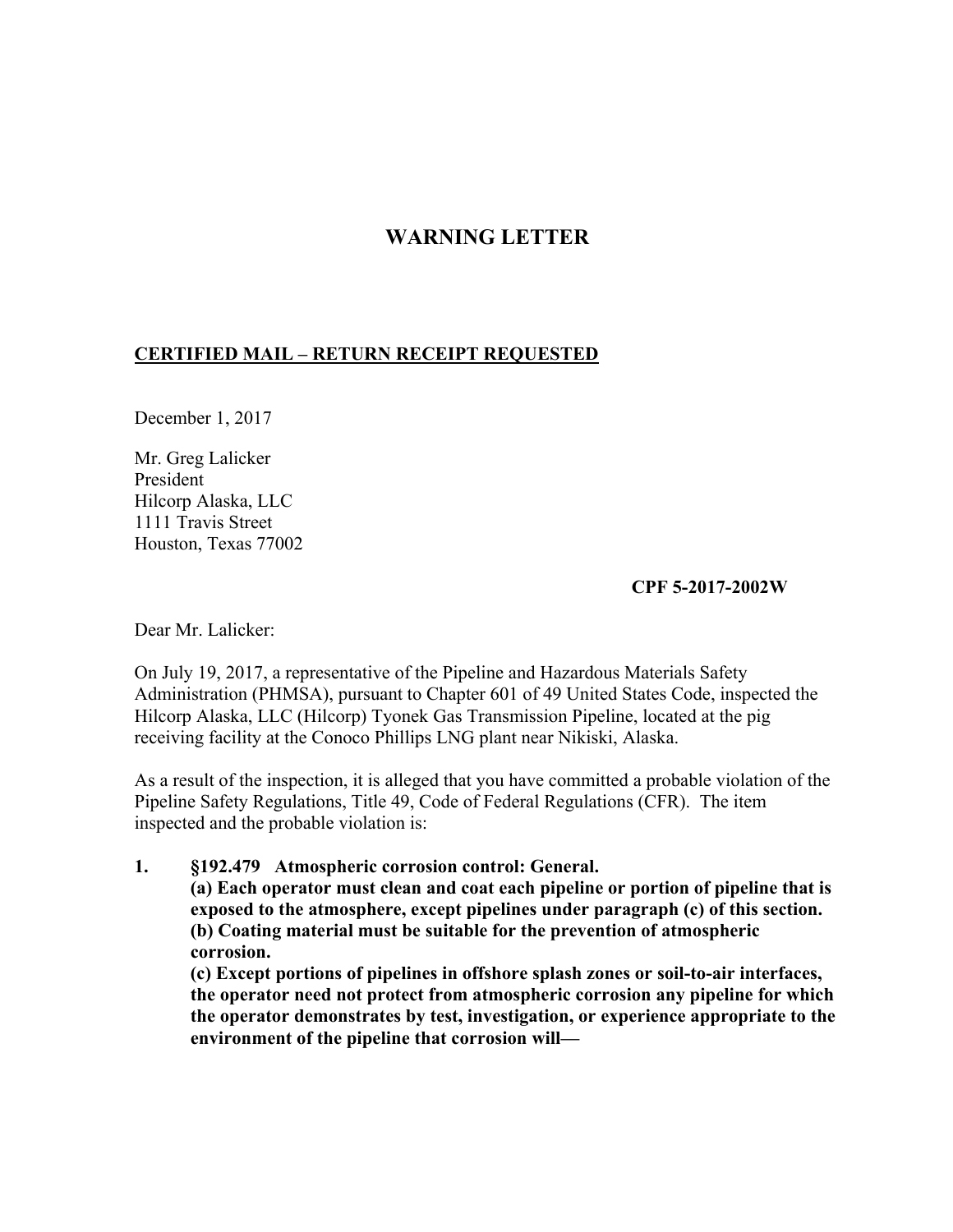# WARNING LETTER

**CERTIFIED MAIL – RETURN RECEIPT REQUESTED**

December 1, 2017

Mr. Greg Lalicker
President
Hilcorp Alaska, LLC
1111 Travis Street
Houston, Texas 77002

**CPF 5-2017-2002W**

Dear Mr. Lalicker:

On July 19, 2017, a representative of the Pipeline and Hazardous Materials Safety Administration (PHMSA), pursuant to Chapter 601 of 49 United States Code, inspected the Hilcorp Alaska, LLC (Hilcorp) Tyonek Gas Transmission Pipeline, located at the pig receiving facility at the Conoco Phillips LNG plant near Nikiski, Alaska.

As a result of the inspection, it is alleged that you have committed a probable violation of the Pipeline Safety Regulations, Title 49, Code of Federal Regulations (CFR). The item inspected and the probable violation is:

1. **§192.479 Atmospheric corrosion control: General.**
   **(a) Each operator must clean and coat each pipeline or portion of pipeline that is exposed to the atmosphere, except pipelines under paragraph (c) of this section.**
   **(b) Coating material must be suitable for the prevention of atmospheric corrosion.**
   **(c) Except portions of pipelines in offshore splash zones or soil-to-air interfaces, the operator need not protect from atmospheric corrosion any pipeline for which the operator demonstrates by test, investigation, or experience appropriate to the environment of the pipeline that corrosion will—**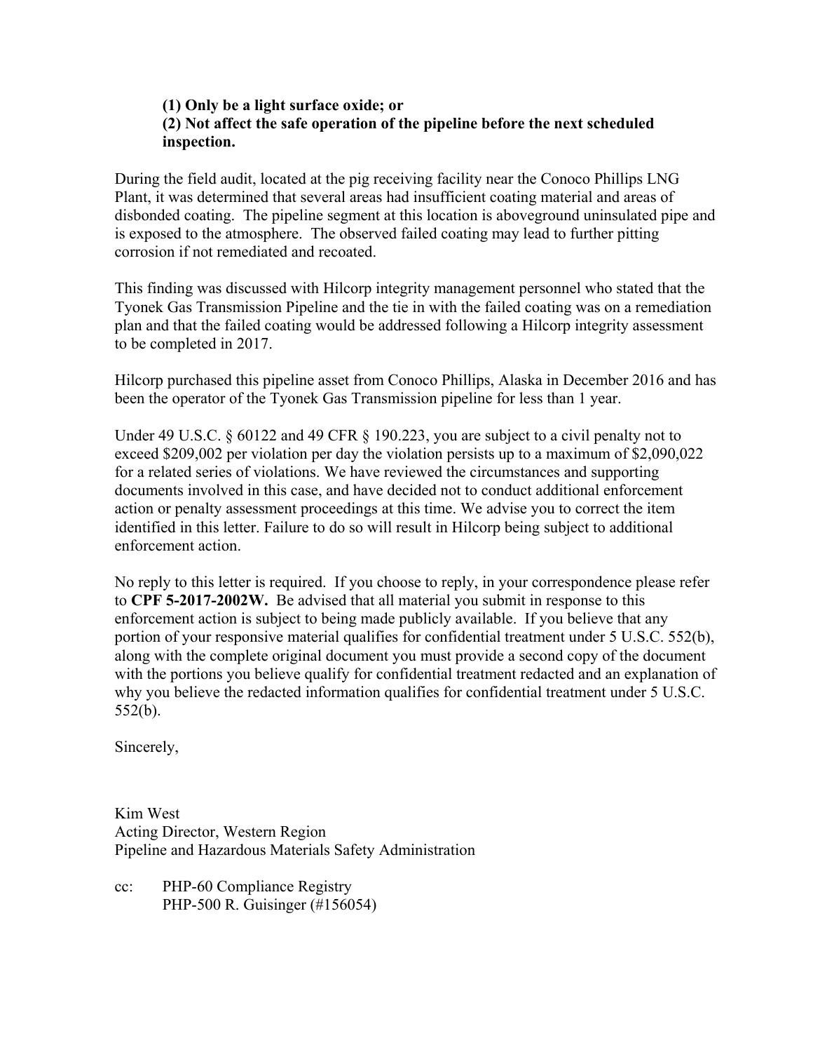**(1) Only be a light surface oxide; or**
**(2) Not affect the safe operation of the pipeline before the next scheduled inspection.**

During the field audit, located at the pig receiving facility near the Conoco Phillips LNG Plant, it was determined that several areas had insufficient coating material and areas of disbonded coating. The pipeline segment at this location is aboveground uninsulated pipe and is exposed to the atmosphere. The observed failed coating may lead to further pitting corrosion if not remediated and recoated.

This finding was discussed with Hilcorp integrity management personnel who stated that the Tyonek Gas Transmission Pipeline and the tie in with the failed coating was on a remediation plan and that the failed coating would be addressed following a Hilcorp integrity assessment to be completed in 2017.

Hilcorp purchased this pipeline asset from Conoco Phillips, Alaska in December 2016 and has been the operator of the Tyonek Gas Transmission pipeline for less than 1 year.

Under 49 U.S.C. § 60122 and 49 CFR § 190.223, you are subject to a civil penalty not to exceed $209,002 per violation per day the violation persists up to a maximum of $2,090,022 for a related series of violations. We have reviewed the circumstances and supporting documents involved in this case, and have decided not to conduct additional enforcement action or penalty assessment proceedings at this time. We advise you to correct the item identified in this letter. Failure to do so will result in Hilcorp being subject to additional enforcement action.

No reply to this letter is required. If you choose to reply, in your correspondence please refer to **CPF 5-2017-2002W.** Be advised that all material you submit in response to this enforcement action is subject to being made publicly available. If you believe that any portion of your responsive material qualifies for confidential treatment under 5 U.S.C. 552(b), along with the complete original document you must provide a second copy of the document with the portions you believe qualify for confidential treatment redacted and an explanation of why you believe the redacted information qualifies for confidential treatment under 5 U.S.C. 552(b).

Sincerely,

Kim West
Acting Director, Western Region
Pipeline and Hazardous Materials Safety Administration

cc: PHP-60 Compliance Registry
PHP-500 R. Guisinger (#156054)